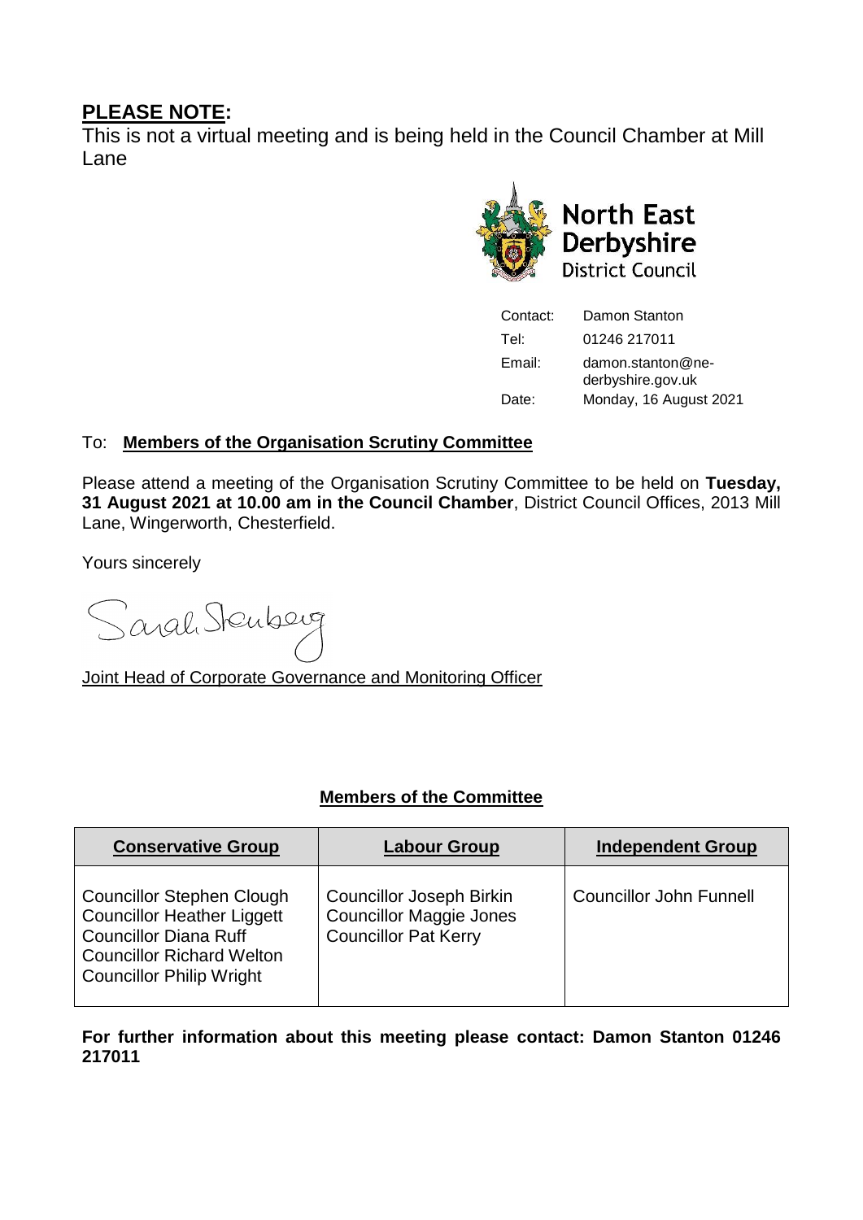## **PLEASE NOTE:**

This is not a virtual meeting and is being held in the Council Chamber at Mill Lane

North East Derbyshire District Council

| | |
|---|---|
| Contact: | Damon Stanton |
| Tel: | 01246 217011 |
| Email: | damon.stanton@ne-derbyshire.gov.uk |
| Date: | Monday, 16 August 2021 |

To: **Members of the Organisation Scrutiny Committee**

Please attend a meeting of the Organisation Scrutiny Committee to be held on **Tuesday, 31 August 2021 at 10.00 am in the Council Chamber**, District Council Offices, 2013 Mill Lane, Wingerworth, Chesterfield.

Yours sincerely

Sarah Sternberg

Joint Head of Corporate Governance and Monitoring Officer

### **Members of the Committee**

| **Conservative Group** | **Labour Group** | **Independent Group** |
|---|---|---|
| Councillor Stephen Clough<br>Councillor Heather Liggett<br>Councillor Diana Ruff<br>Councillor Richard Welton<br>Councillor Philip Wright | Councillor Joseph Birkin<br>Councillor Maggie Jones<br>Councillor Pat Kerry | Councillor John Funnell |

**For further information about this meeting please contact: Damon Stanton 01246 217011**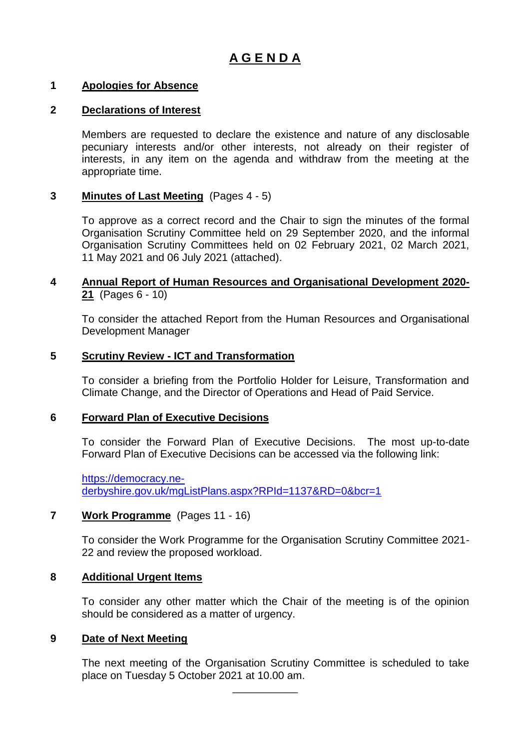# A G E N D A

**1 Apologies for Absence**

**2 Declarations of Interest**

Members are requested to declare the existence and nature of any disclosable pecuniary interests and/or other interests, not already on their register of interests, in any item on the agenda and withdraw from the meeting at the appropriate time.

**3 Minutes of Last Meeting** (Pages 4 - 5)

To approve as a correct record and the Chair to sign the minutes of the formal Organisation Scrutiny Committee held on 29 September 2020, and the informal Organisation Scrutiny Committees held on 02 February 2021, 02 March 2021, 11 May 2021 and 06 July 2021 (attached).

**4 Annual Report of Human Resources and Organisational Development 2020-21** (Pages 6 - 10)

To consider the attached Report from the Human Resources and Organisational Development Manager

**5 Scrutiny Review - ICT and Transformation**

To consider a briefing from the Portfolio Holder for Leisure, Transformation and Climate Change, and the Director of Operations and Head of Paid Service.

**6 Forward Plan of Executive Decisions**

To consider the Forward Plan of Executive Decisions. The most up-to-date Forward Plan of Executive Decisions can be accessed via the following link:

https://democracy.ne-derbyshire.gov.uk/mgListPlans.aspx?RPId=1137&RD=0&bcr=1

**7 Work Programme** (Pages 11 - 16)

To consider the Work Programme for the Organisation Scrutiny Committee 2021-22 and review the proposed workload.

**8 Additional Urgent Items**

To consider any other matter which the Chair of the meeting is of the opinion should be considered as a matter of urgency.

**9 Date of Next Meeting**

The next meeting of the Organisation Scrutiny Committee is scheduled to take place on Tuesday 5 October 2021 at 10.00 am.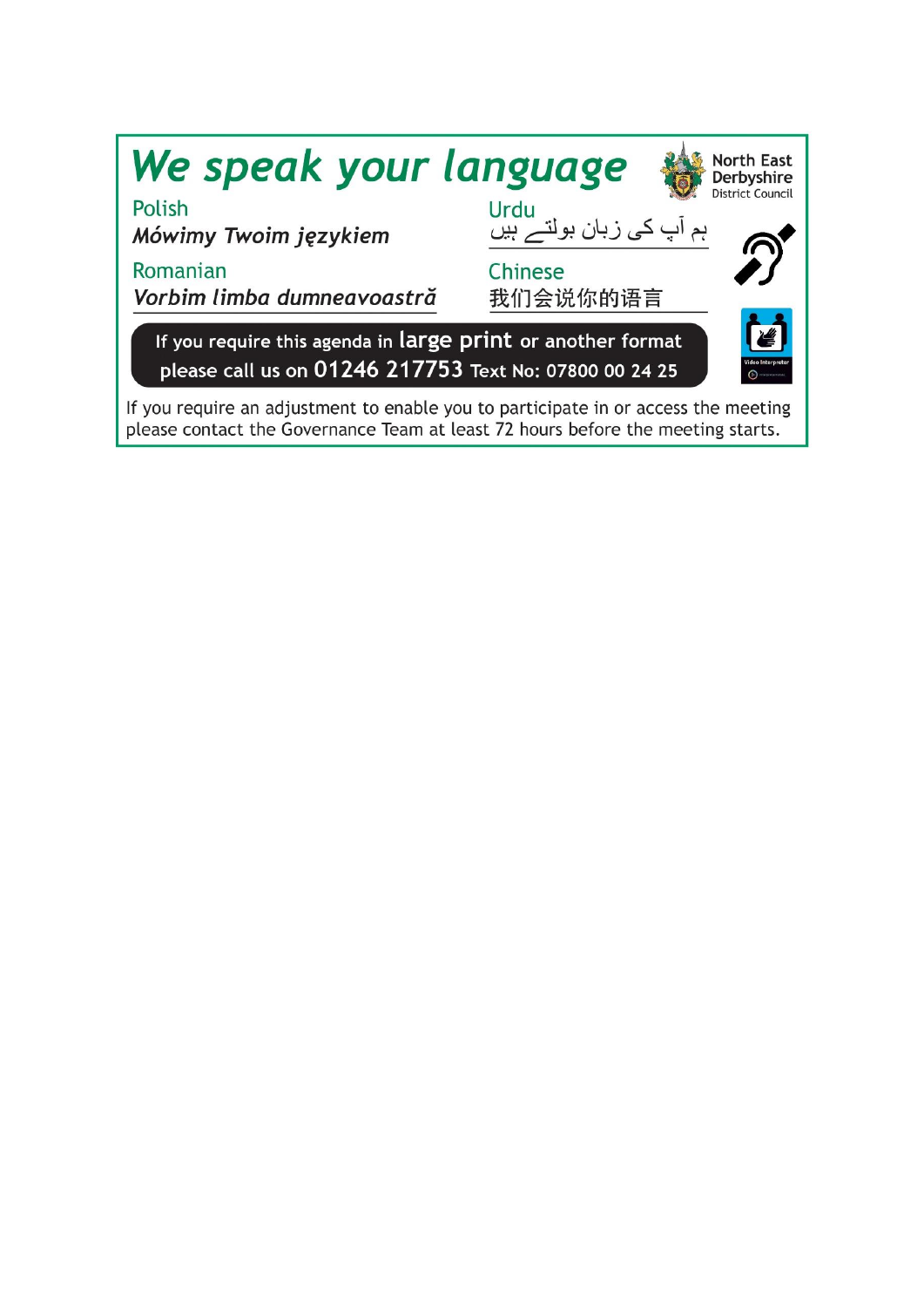# *We speak your language*

North East Derbyshire District Council

Polish
*Mówimy Twoim językiem*

Urdu
ہم آپ کی زبان بولتے ہیں

Romanian
*Vorbim limba dumneavoastră*

Chinese
我们会说你的语言

**If you require this agenda in large print or another format please call us on 01246 217753 Text No: 07800 00 24 25**

Video Interpreter

If you require an adjustment to enable you to participate in or access the meeting please contact the Governance Team at least 72 hours before the meeting starts.